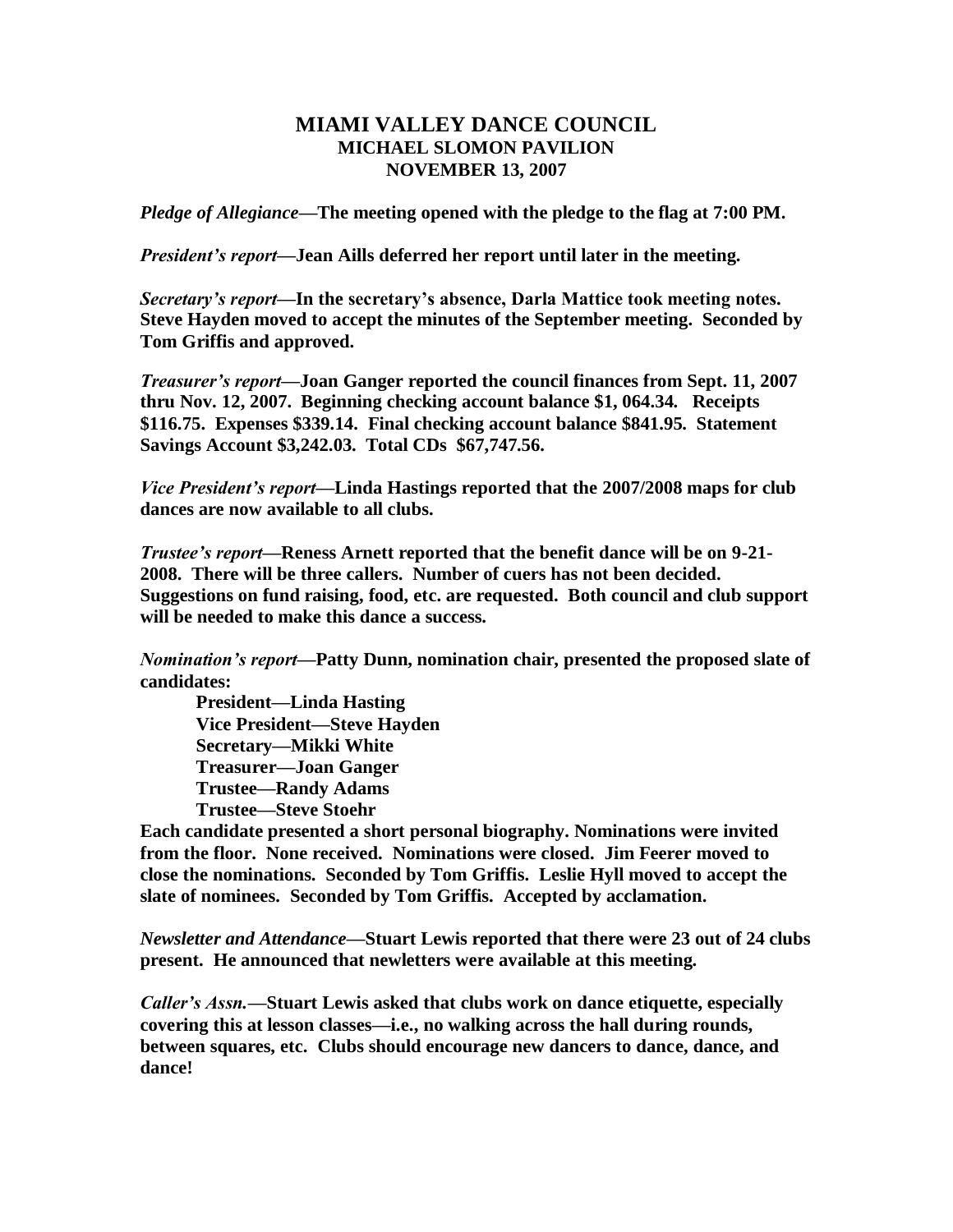# MIAMI VALLEY DANCE COUNCIL
## MICHAEL SLOMON PAVILION
## NOVEMBER 13, 2007

***Pledge of Allegiance*—The meeting opened with the pledge to the flag at 7:00 PM.**

***President's report*—Jean Aills deferred her report until later in the meeting.**

***Secretary's report*—In the secretary's absence, Darla Mattice took meeting notes. Steve Hayden moved to accept the minutes of the September meeting. Seconded by Tom Griffis and approved.**

***Treasurer's report*—Joan Ganger reported the council finances from Sept. 11, 2007 thru Nov. 12, 2007. Beginning checking account balance $1, 064.34. Receipts $116.75. Expenses $339.14. Final checking account balance $841.95. Statement Savings Account $3,242.03. Total CDs $67,747.56.**

***Vice President's report*—Linda Hastings reported that the 2007/2008 maps for club dances are now available to all clubs.**

***Trustee's report*—Reness Arnett reported that the benefit dance will be on 9-21-2008. There will be three callers. Number of cuers has not been decided. Suggestions on fund raising, food, etc. are requested. Both council and club support will be needed to make this dance a success.**

***Nomination's report*—Patty Dunn, nomination chair, presented the proposed slate of candidates:**

> **President—Linda Hasting**
> **Vice President—Steve Hayden**
> **Secretary—Mikki White**
> **Treasurer—Joan Ganger**
> **Trustee—Randy Adams**
> **Trustee—Steve Stoehr**

**Each candidate presented a short personal biography. Nominations were invited from the floor. None received. Nominations were closed. Jim Feerer moved to close the nominations. Seconded by Tom Griffis. Leslie Hyll moved to accept the slate of nominees. Seconded by Tom Griffis. Accepted by acclamation.**

***Newsletter and Attendance*—Stuart Lewis reported that there were 23 out of 24 clubs present. He announced that newletters were available at this meeting.**

***Caller's Assn.*—Stuart Lewis asked that clubs work on dance etiquette, especially covering this at lesson classes—i.e., no walking across the hall during rounds, between squares, etc. Clubs should encourage new dancers to dance, dance, and dance!**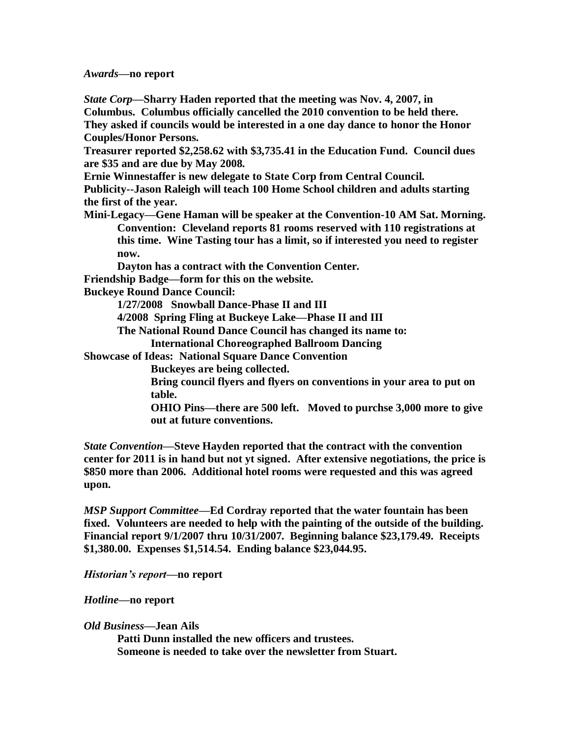***Awards*—no report**

***State Corp*—Sharry Haden reported that the meeting was Nov. 4, 2007, in Columbus. Columbus officially cancelled the 2010 convention to be held there. They asked if councils would be interested in a one day dance to honor the Honor Couples/Honor Persons.**

**Treasurer reported $2,258.62 with $3,735.41 in the Education Fund. Council dues are $35 and are due by May 2008.**

**Ernie Winnestaffer is new delegate to State Corp from Central Council.**

**Publicity--Jason Raleigh will teach 100 Home School children and adults starting the first of the year.**

**Mini-Legacy—Gene Haman will be speaker at the Convention-10 AM Sat. Morning.**

> **Convention: Cleveland reports 81 rooms reserved with 110 registrations at this time. Wine Tasting tour has a limit, so if interested you need to register now.**
>
> **Dayton has a contract with the Convention Center.**

**Friendship Badge—form for this on the website.**

**Buckeye Round Dance Council:**

> **1/27/2008 Snowball Dance-Phase II and III**
>
> **4/2008 Spring Fling at Buckeye Lake—Phase II and III**
>
> **The National Round Dance Council has changed its name to:**
>
> > **International Choreographed Ballroom Dancing**

**Showcase of Ideas: National Square Dance Convention**

> **Buckeyes are being collected.**
>
> **Bring council flyers and flyers on conventions in your area to put on table.**
>
> **OHIO Pins—there are 500 left. Moved to purchse 3,000 more to give out at future conventions.**

***State Convention*—Steve Hayden reported that the contract with the convention center for 2011 is in hand but not yt signed. After extensive negotiations, the price is $850 more than 2006. Additional hotel rooms were requested and this was agreed upon.**

***MSP Support Committee*—Ed Cordray reported that the water fountain has been fixed. Volunteers are needed to help with the painting of the outside of the building. Financial report 9/1/2007 thru 10/31/2007. Beginning balance $23,179.49. Receipts $1,380.00. Expenses $1,514.54. Ending balance $23,044.95.**

***Historian's report*—no report**

***Hotline*—no report**

***Old Business*—Jean Ails**

> **Patti Dunn installed the new officers and trustees.**
>
> **Someone is needed to take over the newsletter from Stuart.**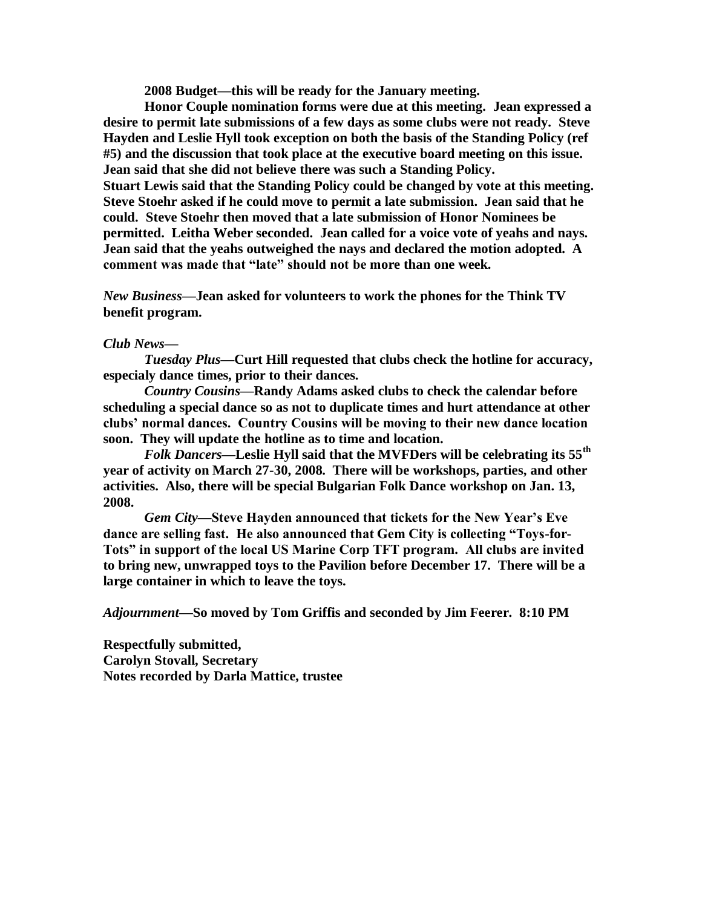**2008 Budget—this will be ready for the January meeting.**

**Honor Couple nomination forms were due at this meeting. Jean expressed a desire to permit late submissions of a few days as some clubs were not ready. Steve Hayden and Leslie Hyll took exception on both the basis of the Standing Policy (ref #5) and the discussion that took place at the executive board meeting on this issue. Jean said that she did not believe there was such a Standing Policy.**
**Stuart Lewis said that the Standing Policy could be changed by vote at this meeting. Steve Stoehr asked if he could move to permit a late submission. Jean said that he could. Steve Stoehr then moved that a late submission of Honor Nominees be permitted. Leitha Weber seconded. Jean called for a voice vote of yeahs and nays. Jean said that the yeahs outweighed the nays and declared the motion adopted. A comment was made that "late" should not be more than one week.**

***New Business*—Jean asked for volunteers to work the phones for the Think TV benefit program.**

***Club News*—**

***Tuesday Plus*—Curt Hill requested that clubs check the hotline for accuracy, especialy dance times, prior to their dances.**

***Country Cousins*—Randy Adams asked clubs to check the calendar before scheduling a special dance so as not to duplicate times and hurt attendance at other clubs' normal dances. Country Cousins will be moving to their new dance location soon. They will update the hotline as to time and location.**

***Folk Dancers*—Leslie Hyll said that the MVFDers will be celebrating its 55th year of activity on March 27-30, 2008. There will be workshops, parties, and other activities. Also, there will be special Bulgarian Folk Dance workshop on Jan. 13, 2008.**

***Gem City*—Steve Hayden announced that tickets for the New Year's Eve dance are selling fast. He also announced that Gem City is collecting "Toys-for-Tots" in support of the local US Marine Corp TFT program. All clubs are invited to bring new, unwrapped toys to the Pavilion before December 17. There will be a large container in which to leave the toys.**

***Adjournment*—So moved by Tom Griffis and seconded by Jim Feerer. 8:10 PM**

**Respectfully submitted,**
**Carolyn Stovall, Secretary**
**Notes recorded by Darla Mattice, trustee**